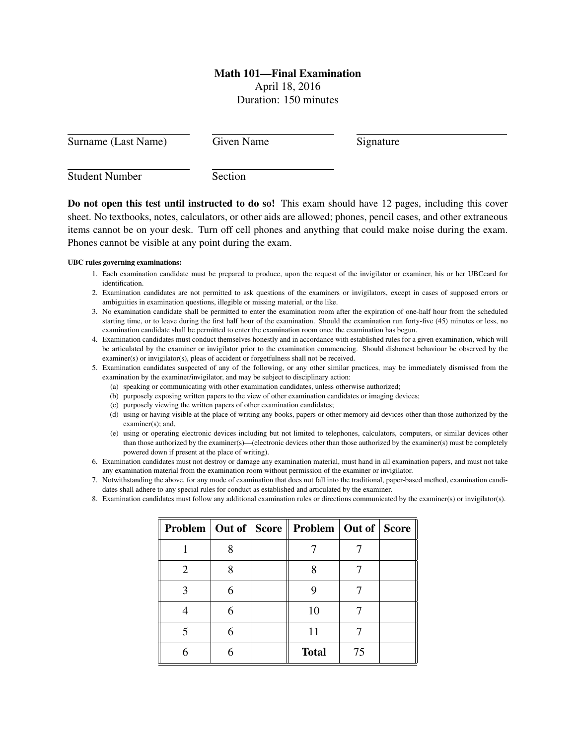# Math 101—Final Examination

April 18, 2016

Duration: 150 minutes

Surname (Last Name) \_\_\_\_\_\_\_\_\_\_ Given Name \_\_\_\_\_\_\_\_\_\_ Signature \_\_\_\_\_\_\_\_\_\_

Student Number \_\_\_\_\_\_\_\_\_\_ Section \_\_\_\_\_\_\_\_\_\_

**Do not open this test until instructed to do so!** This exam should have 12 pages, including this cover sheet. No textbooks, notes, calculators, or other aids are allowed; phones, pencil cases, and other extraneous items cannot be on your desk. Turn off cell phones and anything that could make noise during the exam. Phones cannot be visible at any point during the exam.

**UBC rules governing examinations:**

1. Each examination candidate must be prepared to produce, upon the request of the invigilator or examiner, his or her UBCcard for identification.
2. Examination candidates are not permitted to ask questions of the examiners or invigilators, except in cases of supposed errors or ambiguities in examination questions, illegible or missing material, or the like.
3. No examination candidate shall be permitted to enter the examination room after the expiration of one-half hour from the scheduled starting time, or to leave during the first half hour of the examination. Should the examination run forty-five (45) minutes or less, no examination candidate shall be permitted to enter the examination room once the examination has begun.
4. Examination candidates must conduct themselves honestly and in accordance with established rules for a given examination, which will be articulated by the examiner or invigilator prior to the examination commencing. Should dishonest behaviour be observed by the examiner(s) or invigilator(s), pleas of accident or forgetfulness shall not be received.
5. Examination candidates suspected of any of the following, or any other similar practices, may be immediately dismissed from the examination by the examiner/invigilator, and may be subject to disciplinary action:
   (a) speaking or communicating with other examination candidates, unless otherwise authorized;
   (b) purposely exposing written papers to the view of other examination candidates or imaging devices;
   (c) purposely viewing the written papers of other examination candidates;
   (d) using or having visible at the place of writing any books, papers or other memory aid devices other than those authorized by the examiner(s); and,
   (e) using or operating electronic devices including but not limited to telephones, calculators, computers, or similar devices other than those authorized by the examiner(s)—(electronic devices other than those authorized by the examiner(s) must be completely powered down if present at the place of writing).
6. Examination candidates must not destroy or damage any examination material, must hand in all examination papers, and must not take any examination material from the examination room without permission of the examiner or invigilator.
7. Notwithstanding the above, for any mode of examination that does not fall into the traditional, paper-based method, examination candidates shall adhere to any special rules for conduct as established and articulated by the examiner.
8. Examination candidates must follow any additional examination rules or directions communicated by the examiner(s) or invigilator(s).

| **Problem** | **Out of** | **Score** | **Problem** | **Out of** | **Score** |
|---|---|---|---|---|---|
| 1 | 8 | | 7 | 7 | |
| 2 | 8 | | 8 | 7 | |
| 3 | 6 | | 9 | 7 | |
| 4 | 6 | | 10 | 7 | |
| 5 | 6 | | 11 | 7 | |
| 6 | 6 | | **Total** | 75 | |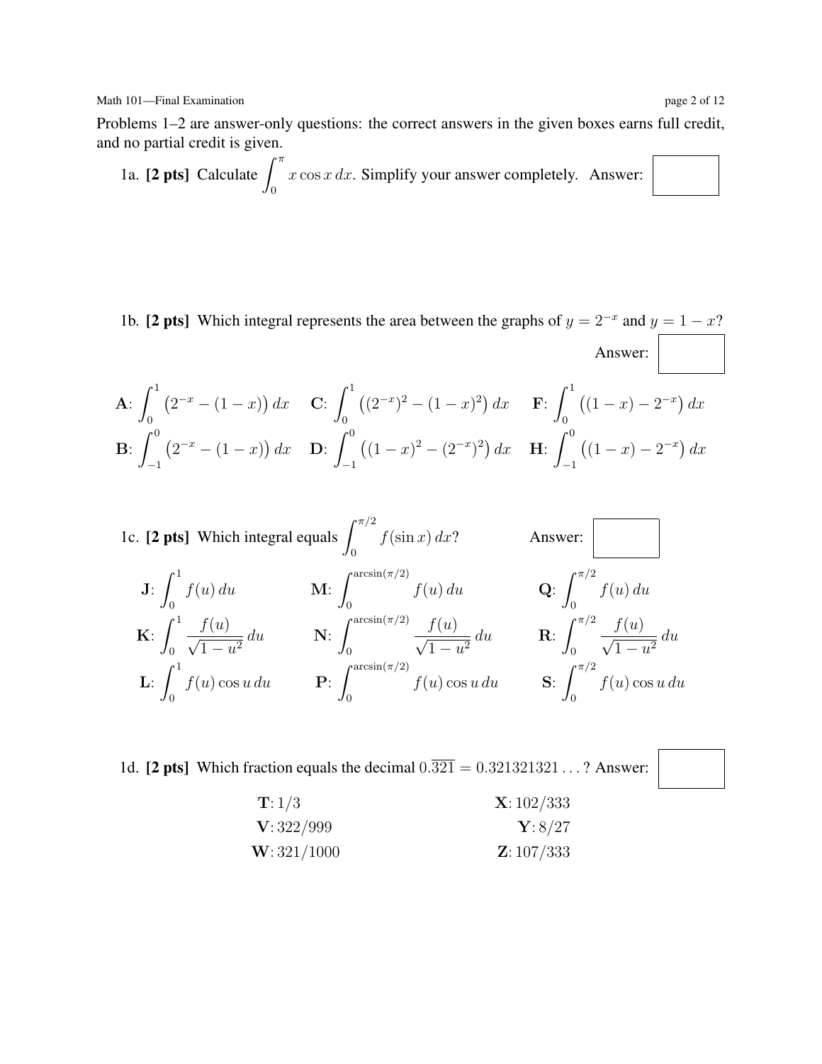Problems 1–2 are answer-only questions: the correct answers in the given boxes earns full credit, and no partial credit is given.

1a. **[2 pts]** Calculate $\displaystyle\int_0^{\pi} x\cos x\,dx$. Simplify your answer completely. Answer: $\boxed{\phantom{xx}}$

1b. **[2 pts]** Which integral represents the area between the graphs of $y = 2^{-x}$ and $y = 1 - x$?

Answer: $\boxed{\phantom{xx}}$

**A**: $\displaystyle\int_0^1 \left(2^{-x} - (1-x)\right)dx$ **C**: $\displaystyle\int_0^1 \left((2^{-x})^2 - (1-x)^2\right)dx$ **F**: $\displaystyle\int_0^1 \left((1-x) - 2^{-x}\right)dx$

**B**: $\displaystyle\int_{-1}^0 \left(2^{-x} - (1-x)\right)dx$ **D**: $\displaystyle\int_{-1}^0 \left((1-x)^2 - (2^{-x})^2\right)dx$ **H**: $\displaystyle\int_{-1}^0 \left((1-x) - 2^{-x}\right)dx$

1c. **[2 pts]** Which integral equals $\displaystyle\int_0^{\pi/2} f(\sin x)\,dx$? Answer: $\boxed{\phantom{xx}}$

**J**: $\displaystyle\int_0^1 f(u)\,du$ **M**: $\displaystyle\int_0^{\arcsin(\pi/2)} f(u)\,du$ **Q**: $\displaystyle\int_0^{\pi/2} f(u)\,du$

**K**: $\displaystyle\int_0^1 \frac{f(u)}{\sqrt{1-u^2}}\,du$ **N**: $\displaystyle\int_0^{\arcsin(\pi/2)} \frac{f(u)}{\sqrt{1-u^2}}\,du$ **R**: $\displaystyle\int_0^{\pi/2} \frac{f(u)}{\sqrt{1-u^2}}\,du$

**L**: $\displaystyle\int_0^1 f(u)\cos u\,du$ **P**: $\displaystyle\int_0^{\arcsin(\pi/2)} f(u)\cos u\,du$ **S**: $\displaystyle\int_0^{\pi/2} f(u)\cos u\,du$

1d. **[2 pts]** Which fraction equals the decimal $0.\overline{321} = 0.321321321\ldots$? Answer: $\boxed{\phantom{xx}}$

**T**: $1/3$ **X**: $102/333$

**V**: $322/999$ **Y**: $8/27$

**W**: $321/1000$ **Z**: $107/333$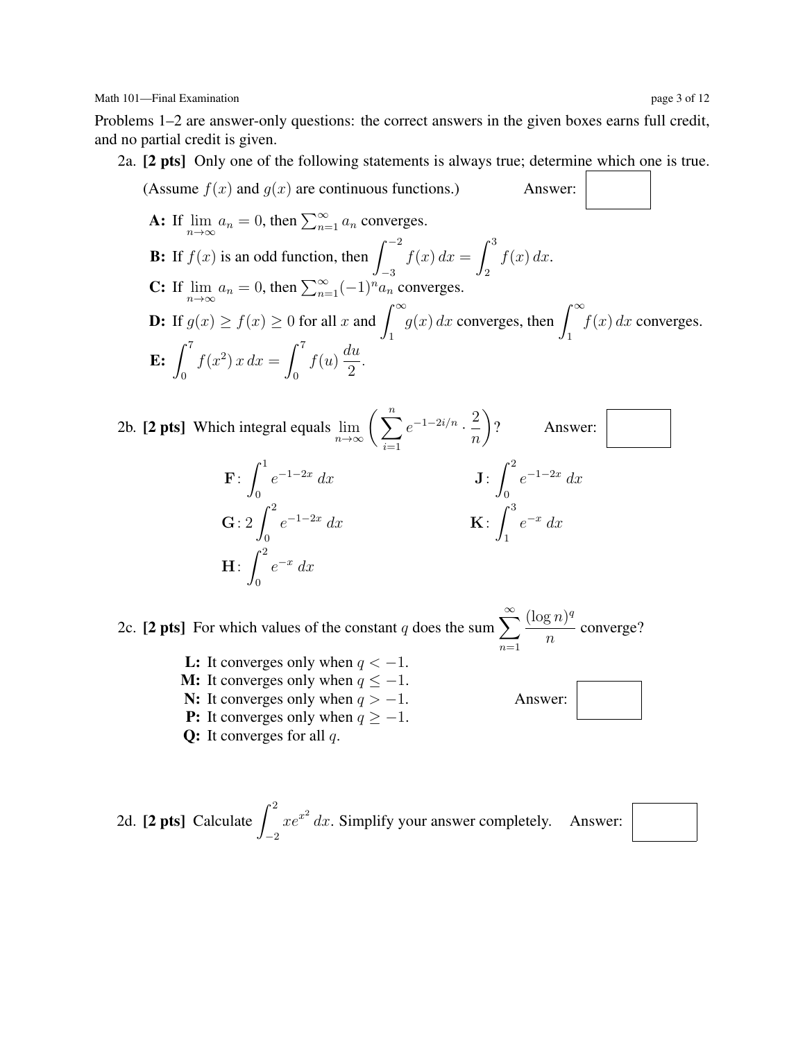Problems 1–2 are answer-only questions: the correct answers in the given boxes earns full credit, and no partial credit is given.

2a. **[2 pts]** Only one of the following statements is always true; determine which one is true.

(Assume $f(x)$ and $g(x)$ are continuous functions.) Answer: [ ]

**A:** If $\lim_{n\to\infty} a_n = 0$, then $\sum_{n=1}^{\infty} a_n$ converges.

**B:** If $f(x)$ is an odd function, then $\int_{-3}^{-2} f(x)\,dx = \int_{2}^{3} f(x)\,dx$.

**C:** If $\lim_{n\to\infty} a_n = 0$, then $\sum_{n=1}^{\infty} (-1)^n a_n$ converges.

**D:** If $g(x) \geq f(x) \geq 0$ for all $x$ and $\int_1^{\infty} g(x)\,dx$ converges, then $\int_1^{\infty} f(x)\,dx$ converges.

**E:** $\int_0^7 f(x^2)\,x\,dx = \int_0^7 f(u)\,\frac{du}{2}$.

2b. **[2 pts]** Which integral equals $\lim_{n\to\infty} \left( \sum_{i=1}^{n} e^{-1-2i/n} \cdot \frac{2}{n} \right)$? Answer: [ ]

**F**: $\int_0^1 e^{-1-2x}\,dx$

**G**: $2\int_0^2 e^{-1-2x}\,dx$

**H**: $\int_0^2 e^{-x}\,dx$

**J**: $\int_0^2 e^{-1-2x}\,dx$

**K**: $\int_1^3 e^{-x}\,dx$

2c. **[2 pts]** For which values of the constant $q$ does the sum $\sum_{n=1}^{\infty} \frac{(\log n)^q}{n}$ converge?

**L:** It converges only when $q < -1$.
**M:** It converges only when $q \leq -1$.
**N:** It converges only when $q > -1$.
**P:** It converges only when $q \geq -1$.
**Q:** It converges for all $q$.

Answer: [ ]

2d. **[2 pts]** Calculate $\int_{-2}^{2} xe^{x^2}\,dx$. Simplify your answer completely. Answer: [ ]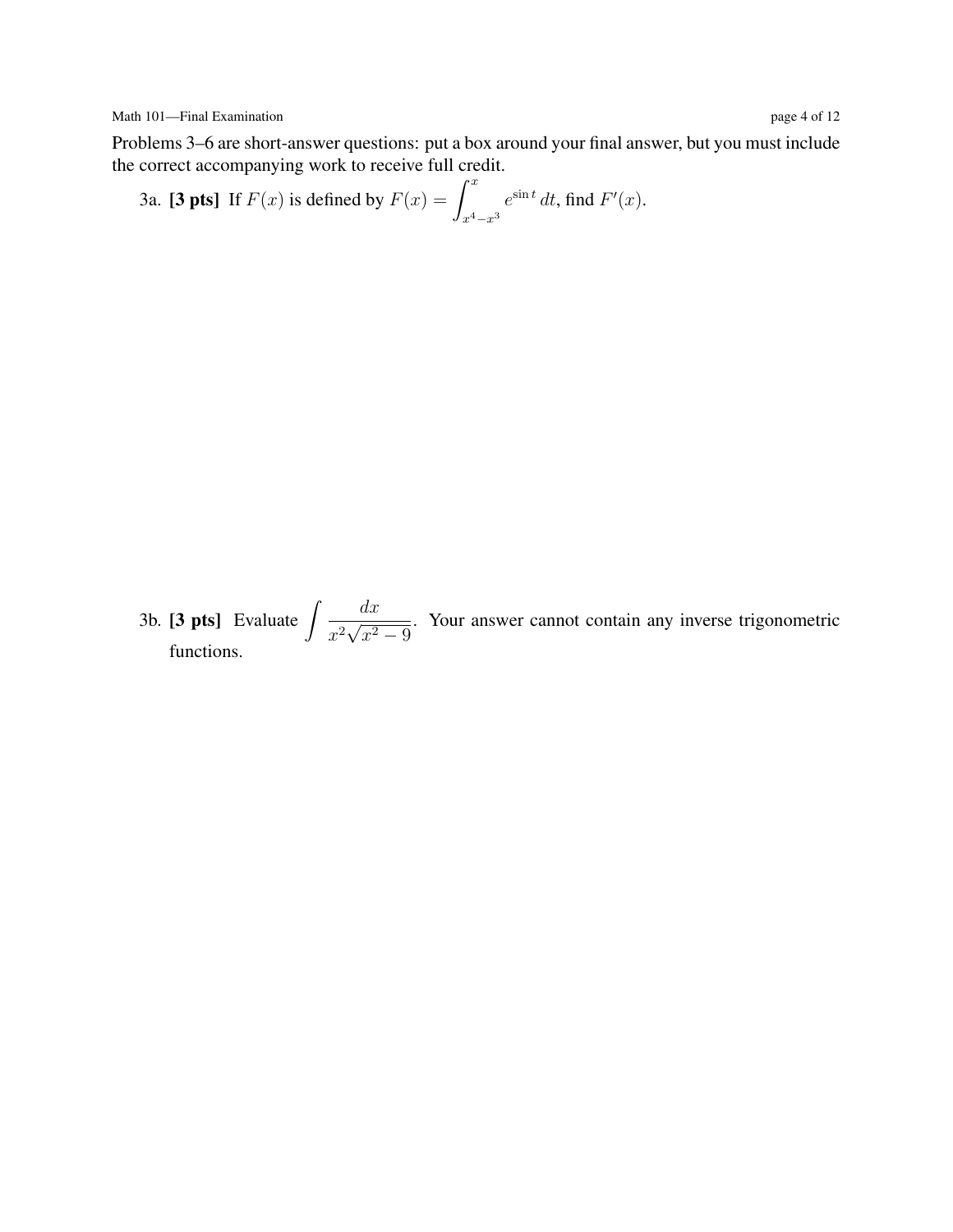Problems 3–6 are short-answer questions: put a box around your final answer, but you must include the correct accompanying work to receive full credit.

3a. **[3 pts]** If $F(x)$ is defined by $F(x) = \displaystyle\int_{x^4 - x^3}^{x} e^{\sin t}\, dt$, find $F'(x)$.

3b. **[3 pts]** Evaluate $\displaystyle\int \frac{dx}{x^2\sqrt{x^2 - 9}}$. Your answer cannot contain any inverse trigonometric functions.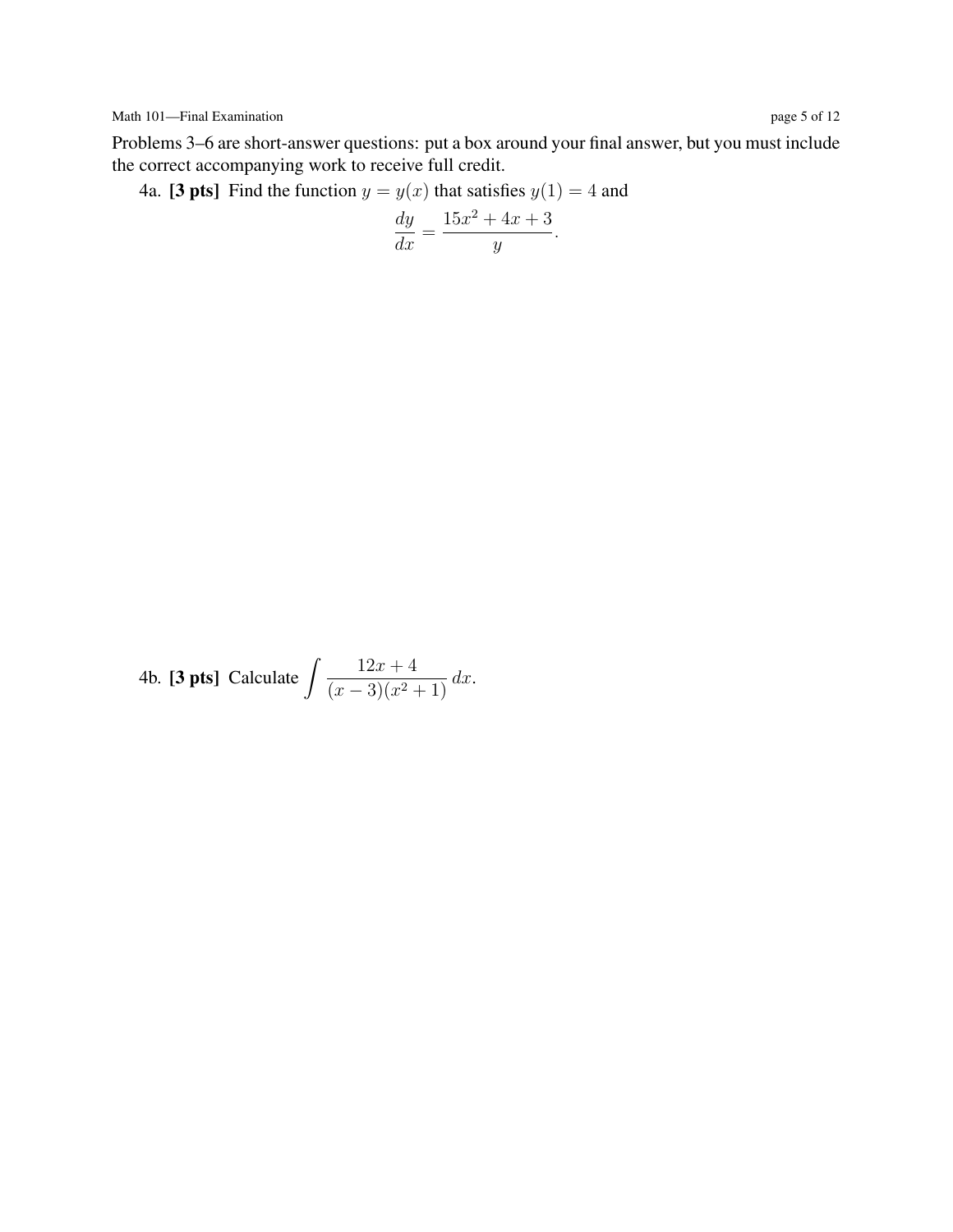Problems 3–6 are short-answer questions: put a box around your final answer, but you must include the correct accompanying work to receive full credit.

4a. **[3 pts]** Find the function $y = y(x)$ that satisfies $y(1) = 4$ and

$$\frac{dy}{dx} = \frac{15x^2 + 4x + 3}{y}.$$

4b. **[3 pts]** Calculate $\displaystyle\int \frac{12x + 4}{(x-3)(x^2+1)}\,dx$.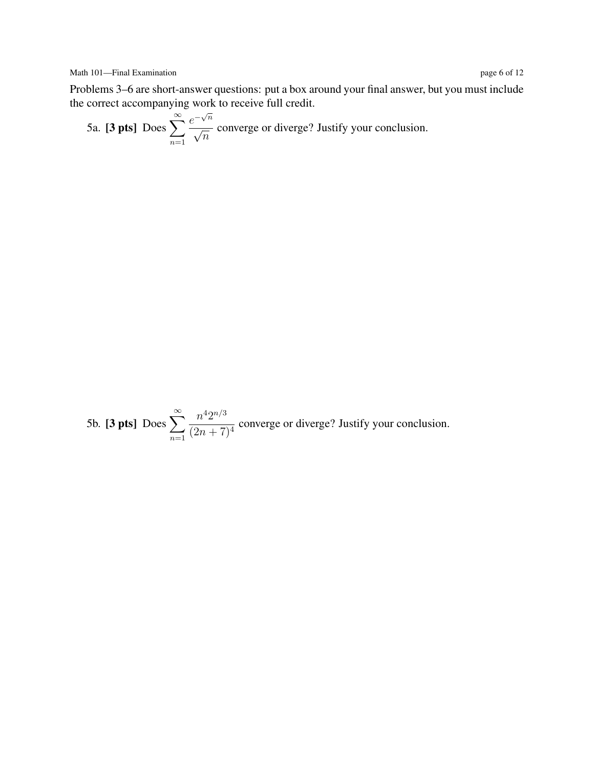Problems 3–6 are short-answer questions: put a box around your final answer, but you must include the correct accompanying work to receive full credit.

5a. **[3 pts]** Does $\displaystyle\sum_{n=1}^{\infty} \frac{e^{-\sqrt{n}}}{\sqrt{n}}$ converge or diverge? Justify your conclusion.

5b. **[3 pts]** Does $\displaystyle\sum_{n=1}^{\infty} \frac{n^4 2^{n/3}}{(2n+7)^4}$ converge or diverge? Justify your conclusion.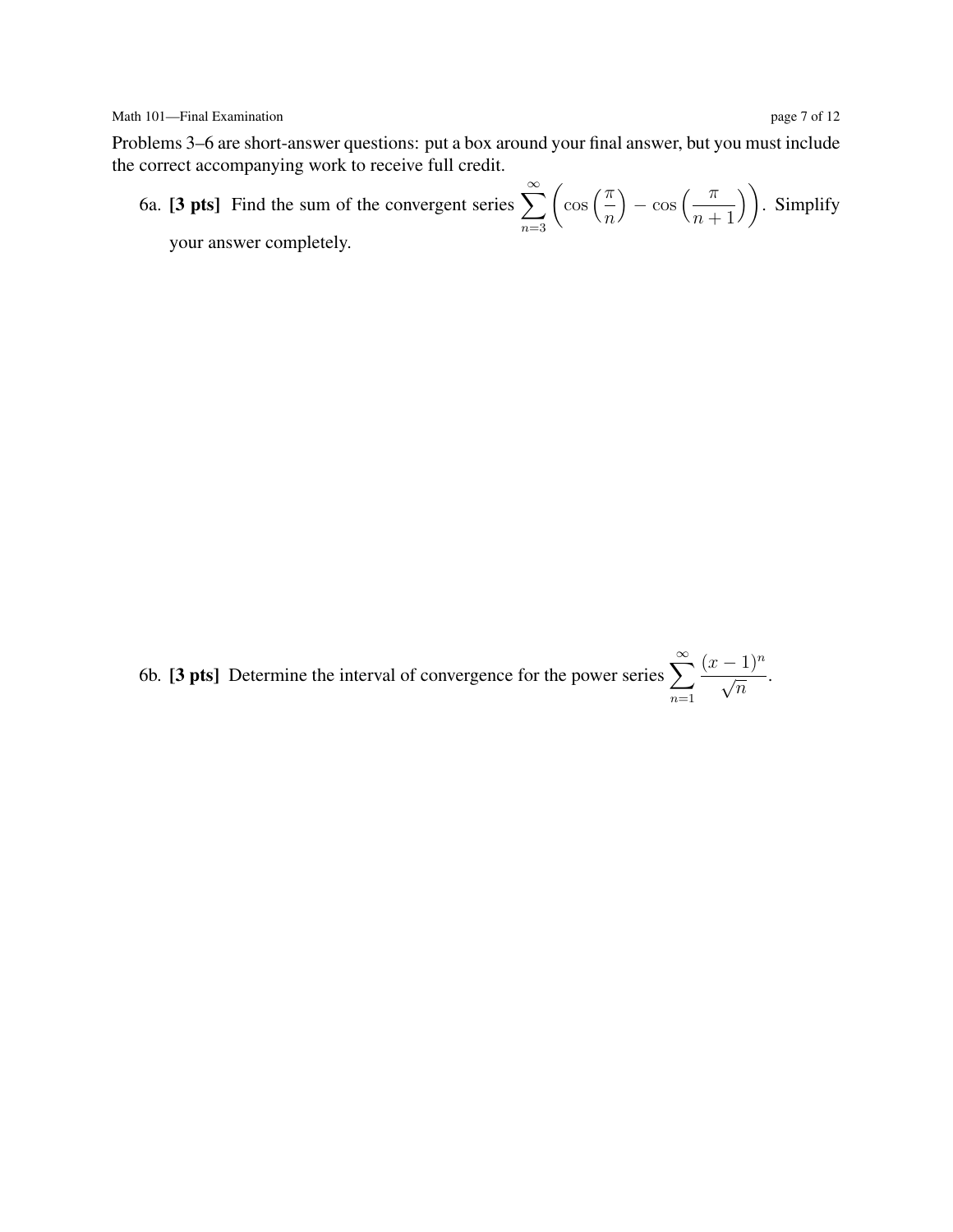Problems 3–6 are short-answer questions: put a box around your final answer, but you must include the correct accompanying work to receive full credit.

6a. **[3 pts]** Find the sum of the convergent series $\displaystyle\sum_{n=3}^{\infty}\left(\cos\left(\frac{\pi}{n}\right)-\cos\left(\frac{\pi}{n+1}\right)\right)$. Simplify your answer completely.

6b. **[3 pts]** Determine the interval of convergence for the power series $\displaystyle\sum_{n=1}^{\infty}\frac{(x-1)^n}{\sqrt{n}}$.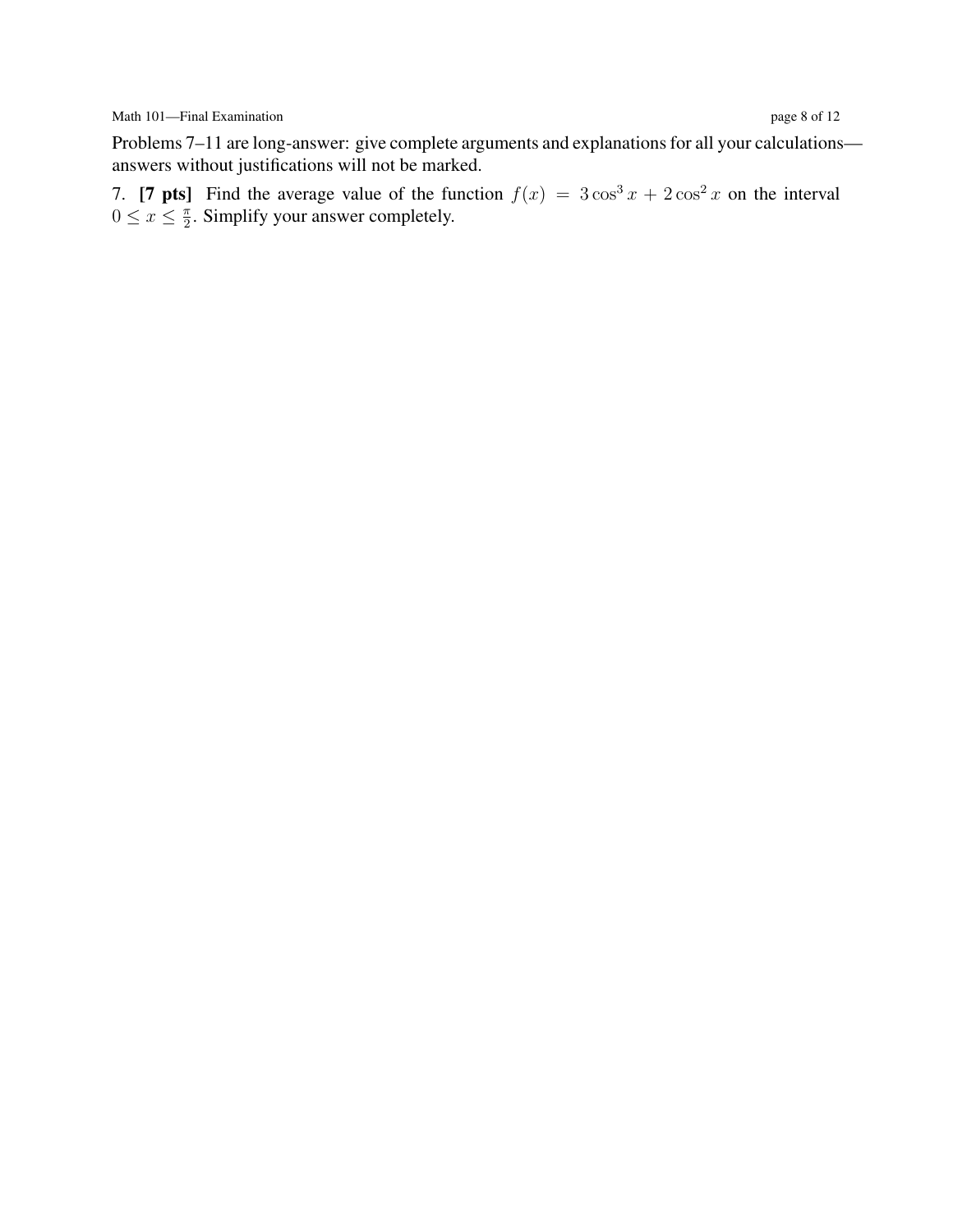Problems 7–11 are long-answer: give complete arguments and explanations for all your calculations—answers without justifications will not be marked.

7. **[7 pts]** Find the average value of the function $f(x) = 3\cos^3 x + 2\cos^2 x$ on the interval $0 \le x \le \frac{\pi}{2}$. Simplify your answer completely.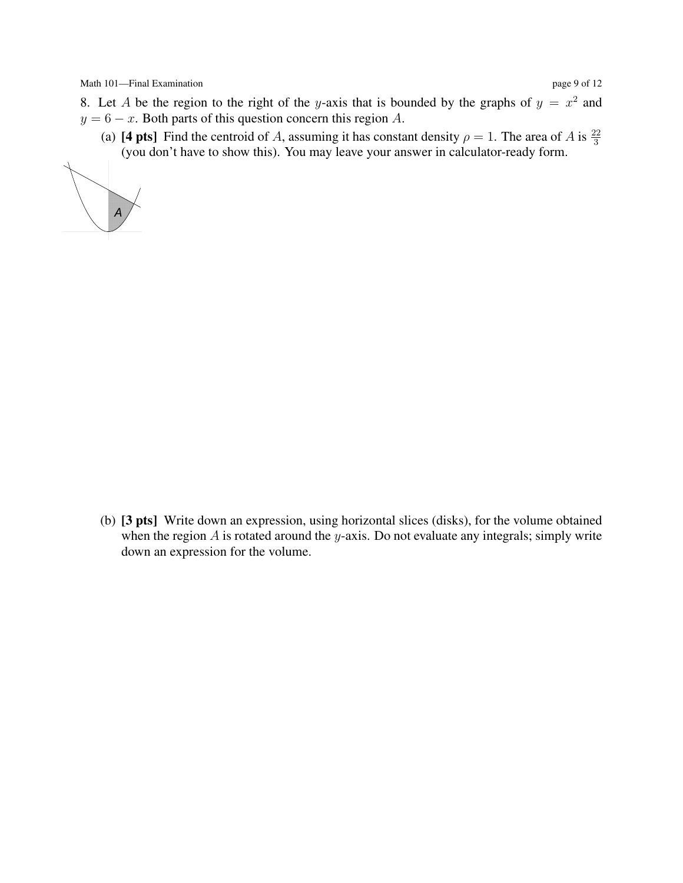8. Let $A$ be the region to the right of the $y$-axis that is bounded by the graphs of $y = x^2$ and $y = 6 - x$. Both parts of this question concern this region $A$.

(a) **[4 pts]** Find the centroid of $A$, assuming it has constant density $\rho = 1$. The area of $A$ is $\frac{22}{3}$ (you don't have to show this). You may leave your answer in calculator-ready form.

(b) **[3 pts]** Write down an expression, using horizontal slices (disks), for the volume obtained when the region $A$ is rotated around the $y$-axis. Do not evaluate any integrals; simply write down an expression for the volume.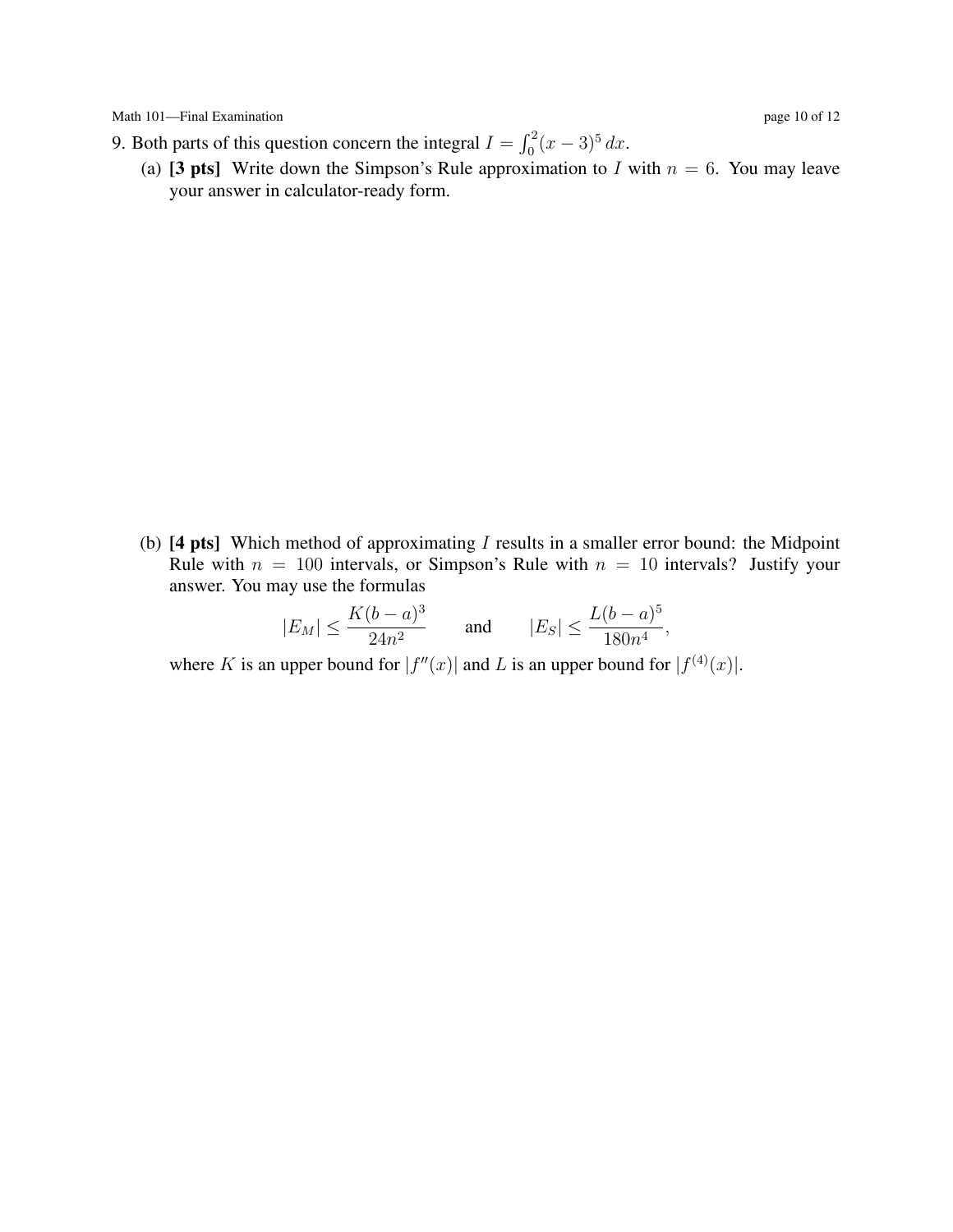9. Both parts of this question concern the integral $I = \int_0^2 (x-3)^5 \, dx$.

(a) **[3 pts]** Write down the Simpson's Rule approximation to $I$ with $n = 6$. You may leave your answer in calculator-ready form.

(b) **[4 pts]** Which method of approximating $I$ results in a smaller error bound: the Midpoint Rule with $n = 100$ intervals, or Simpson's Rule with $n = 10$ intervals? Justify your answer. You may use the formulas

$$|E_M| \leq \frac{K(b-a)^3}{24n^2} \qquad \text{and} \qquad |E_S| \leq \frac{L(b-a)^5}{180n^4},$$

where $K$ is an upper bound for $|f''(x)|$ and $L$ is an upper bound for $|f^{(4)}(x)|$.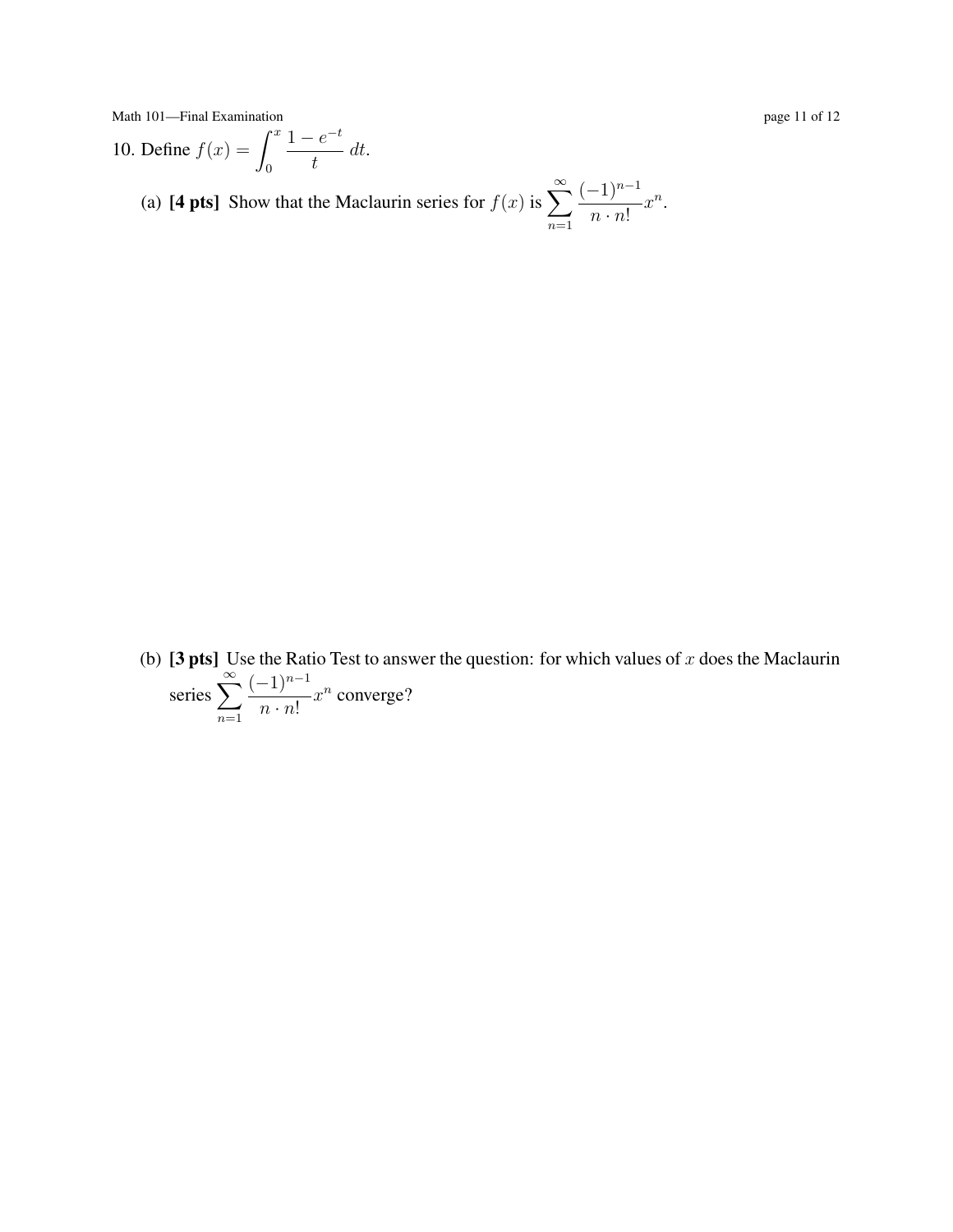10. Define $f(x) = \displaystyle\int_0^x \frac{1 - e^{-t}}{t}\, dt$.

(a) **[4 pts]** Show that the Maclaurin series for $f(x)$ is $\displaystyle\sum_{n=1}^{\infty} \frac{(-1)^{n-1}}{n \cdot n!} x^n$.

(b) **[3 pts]** Use the Ratio Test to answer the question: for which values of $x$ does the Maclaurin series $\displaystyle\sum_{n=1}^{\infty} \frac{(-1)^{n-1}}{n \cdot n!} x^n$ converge?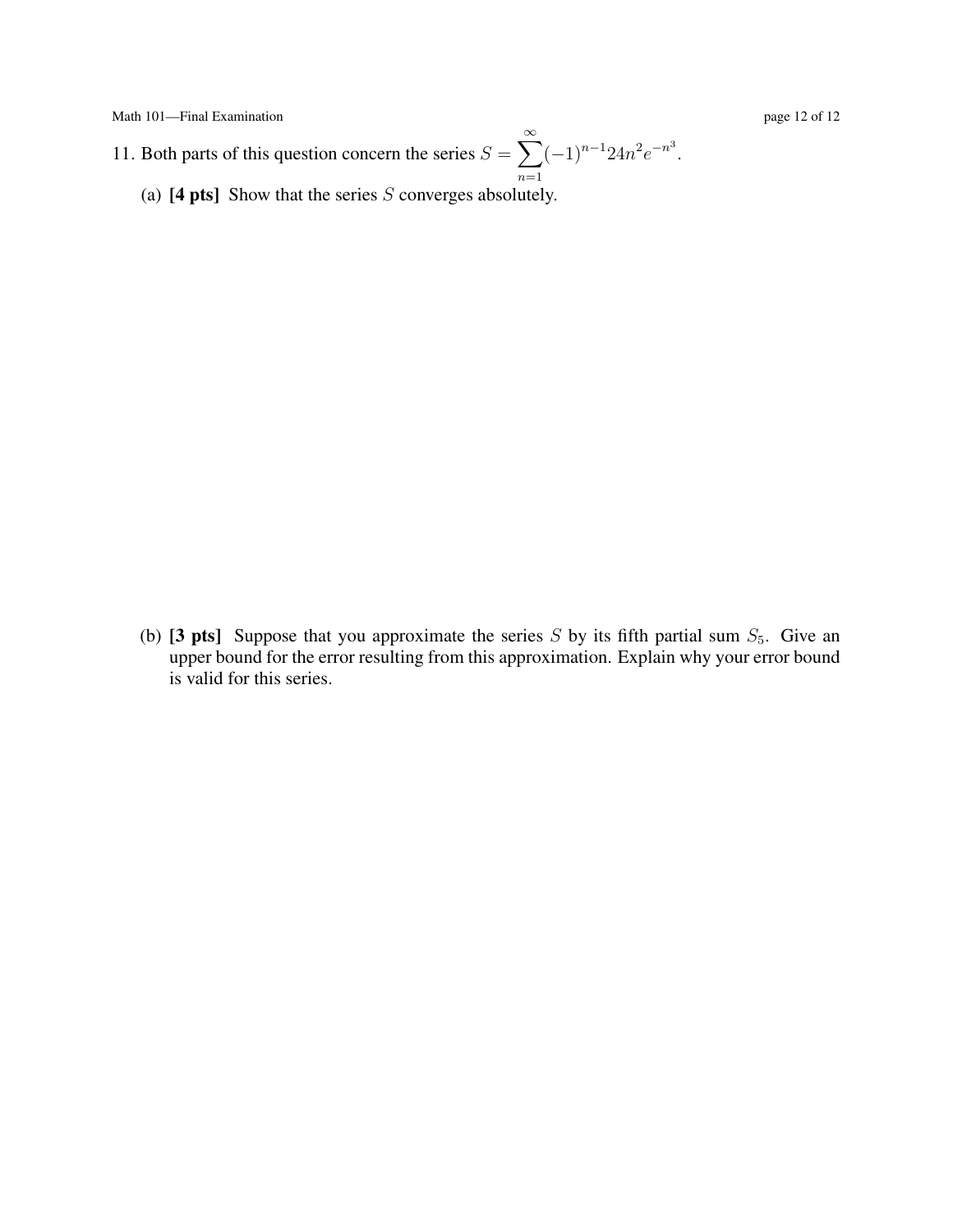11. Both parts of this question concern the series $S = \sum_{n=1}^{\infty} (-1)^{n-1} 24n^2 e^{-n^3}$.

(a) **[4 pts]** Show that the series $S$ converges absolutely.

(b) **[3 pts]** Suppose that you approximate the series $S$ by its fifth partial sum $S_5$. Give an upper bound for the error resulting from this approximation. Explain why your error bound is valid for this series.